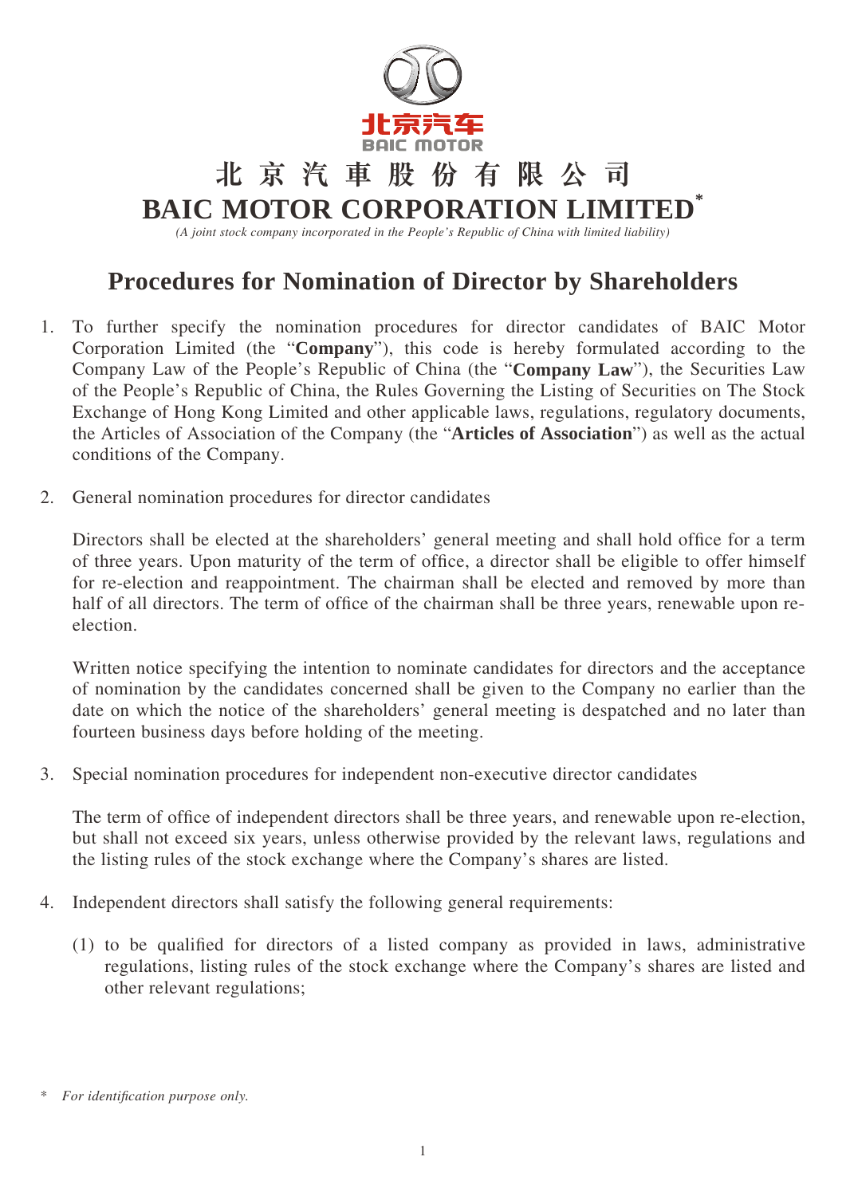北京汽车  
BAIC MOTOR

# 北 京 汽 車 股 份 有 限 公 司
# BAIC MOTOR CORPORATION LIMITED*

*(A joint stock company incorporated in the People's Republic of China with limited liability)*

## Procedures for Nomination of Director by Shareholders

1. To further specify the nomination procedures for director candidates of BAIC Motor Corporation Limited (the "**Company**"), this code is hereby formulated according to the Company Law of the People's Republic of China (the "**Company Law**"), the Securities Law of the People's Republic of China, the Rules Governing the Listing of Securities on The Stock Exchange of Hong Kong Limited and other applicable laws, regulations, regulatory documents, the Articles of Association of the Company (the "**Articles of Association**") as well as the actual conditions of the Company.

2. General nomination procedures for director candidates

   Directors shall be elected at the shareholders' general meeting and shall hold office for a term of three years. Upon maturity of the term of office, a director shall be eligible to offer himself for re-election and reappointment. The chairman shall be elected and removed by more than half of all directors. The term of office of the chairman shall be three years, renewable upon re-election.

   Written notice specifying the intention to nominate candidates for directors and the acceptance of nomination by the candidates concerned shall be given to the Company no earlier than the date on which the notice of the shareholders' general meeting is despatched and no later than fourteen business days before holding of the meeting.

3. Special nomination procedures for independent non-executive director candidates

   The term of office of independent directors shall be three years, and renewable upon re-election, but shall not exceed six years, unless otherwise provided by the relevant laws, regulations and the listing rules of the stock exchange where the Company's shares are listed.

4. Independent directors shall satisfy the following general requirements:

   (1) to be qualified for directors of a listed company as provided in laws, administrative regulations, listing rules of the stock exchange where the Company's shares are listed and other relevant regulations;

\* *For identification purpose only.*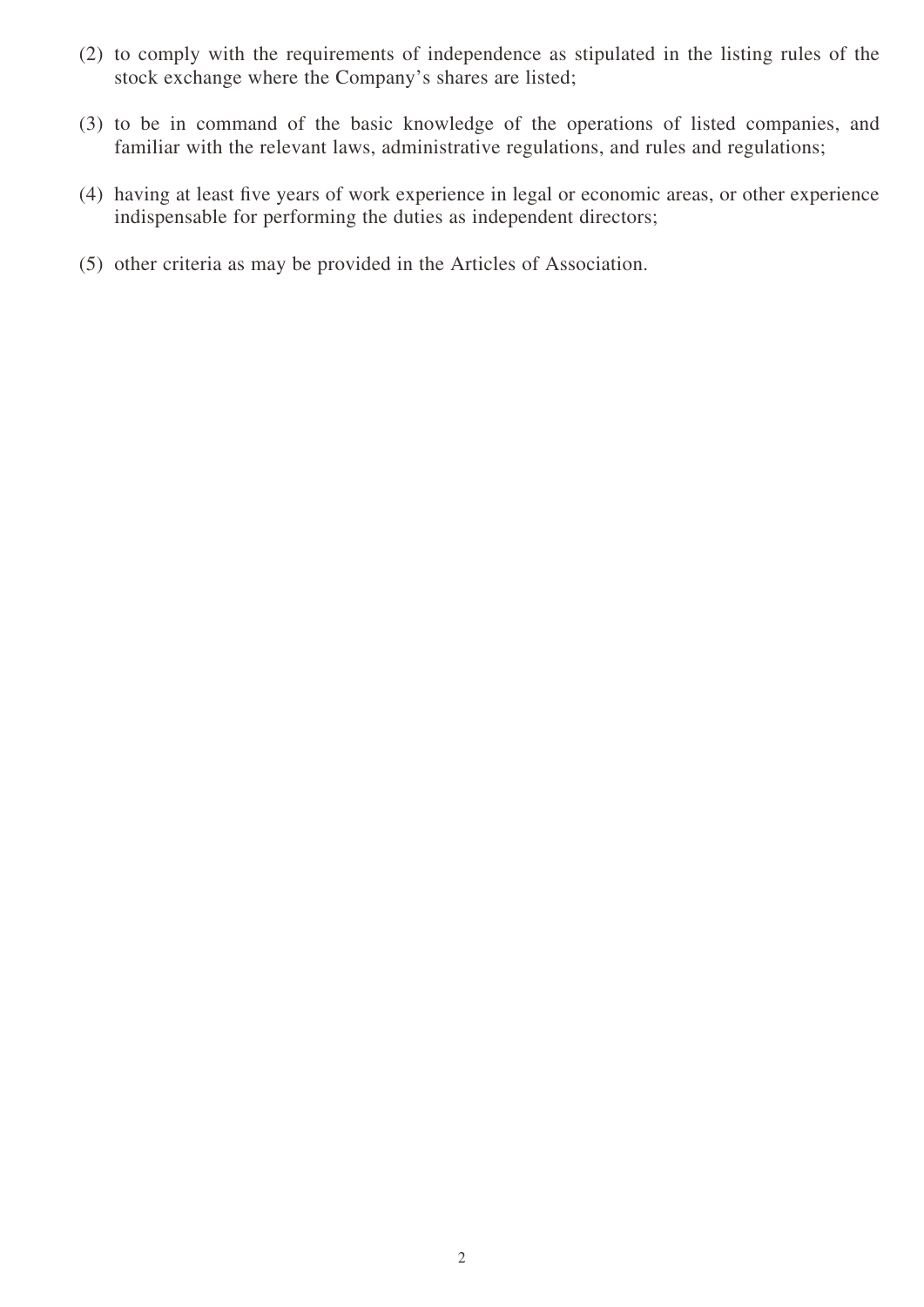(2) to comply with the requirements of independence as stipulated in the listing rules of the stock exchange where the Company's shares are listed;

(3) to be in command of the basic knowledge of the operations of listed companies, and familiar with the relevant laws, administrative regulations, and rules and regulations;

(4) having at least five years of work experience in legal or economic areas, or other experience indispensable for performing the duties as independent directors;

(5) other criteria as may be provided in the Articles of Association.